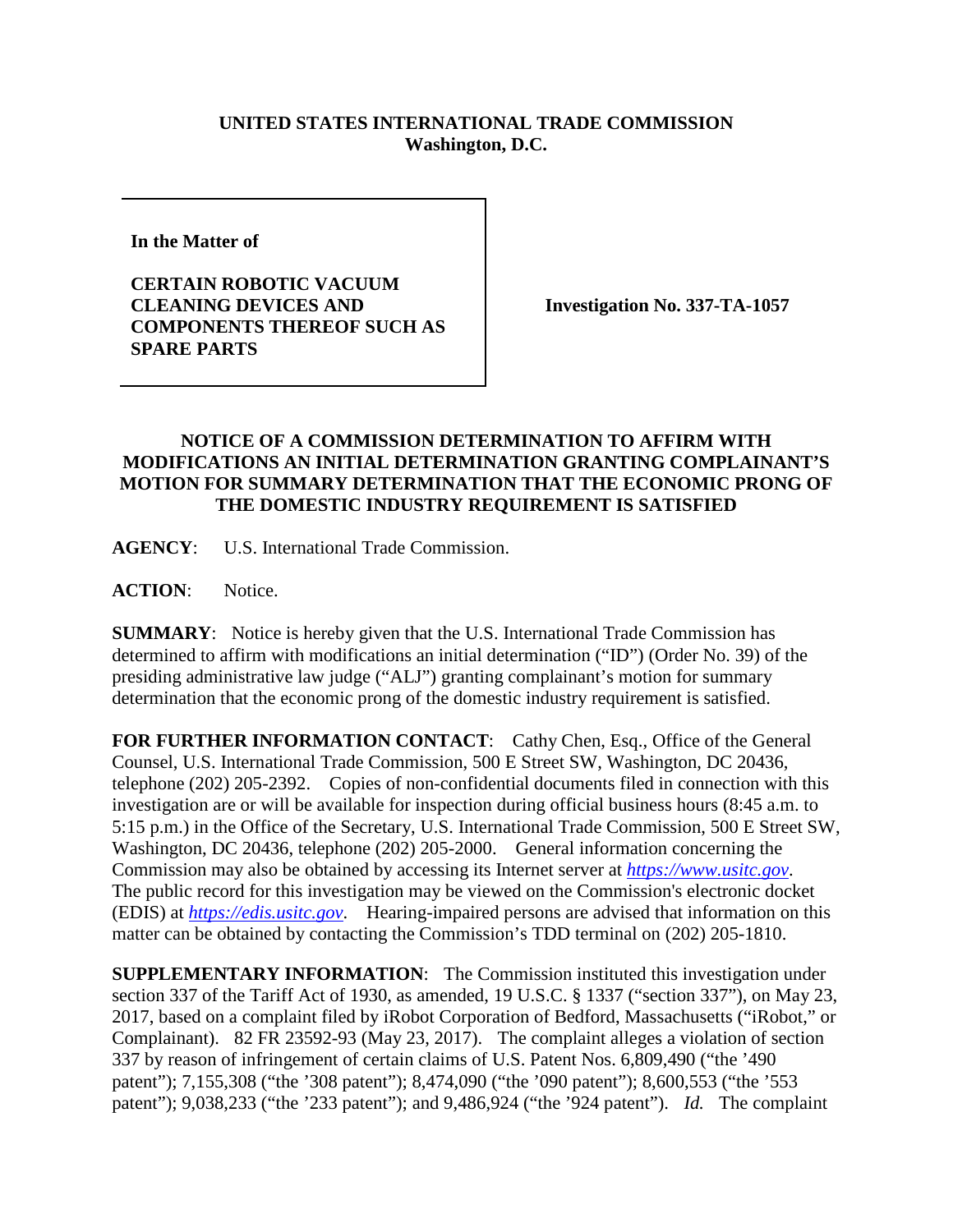**UNITED STATES INTERNATIONAL TRADE COMMISSION**
**Washington, D.C.**

| | |
|---|---|
| **In the Matter of**<br><br>**CERTAIN ROBOTIC VACUUM CLEANING DEVICES AND COMPONENTS THEREOF SUCH AS SPARE PARTS** | **Investigation No. 337-TA-1057** |

## NOTICE OF A COMMISSION DETERMINATION TO AFFIRM WITH MODIFICATIONS AN INITIAL DETERMINATION GRANTING COMPLAINANT'S MOTION FOR SUMMARY DETERMINATION THAT THE ECONOMIC PRONG OF THE DOMESTIC INDUSTRY REQUIREMENT IS SATISFIED

**AGENCY**: U.S. International Trade Commission.

**ACTION**: Notice.

**SUMMARY**: Notice is hereby given that the U.S. International Trade Commission has determined to affirm with modifications an initial determination ("ID") (Order No. 39) of the presiding administrative law judge ("ALJ") granting complainant's motion for summary determination that the economic prong of the domestic industry requirement is satisfied.

**FOR FURTHER INFORMATION CONTACT**: Cathy Chen, Esq., Office of the General Counsel, U.S. International Trade Commission, 500 E Street SW, Washington, DC 20436, telephone (202) 205-2392. Copies of non-confidential documents filed in connection with this investigation are or will be available for inspection during official business hours (8:45 a.m. to 5:15 p.m.) in the Office of the Secretary, U.S. International Trade Commission, 500 E Street SW, Washington, DC 20436, telephone (202) 205-2000. General information concerning the Commission may also be obtained by accessing its Internet server at *https://www.usitc.gov*. The public record for this investigation may be viewed on the Commission's electronic docket (EDIS) at *https://edis.usitc.gov*. Hearing-impaired persons are advised that information on this matter can be obtained by contacting the Commission's TDD terminal on (202) 205-1810.

**SUPPLEMENTARY INFORMATION**: The Commission instituted this investigation under section 337 of the Tariff Act of 1930, as amended, 19 U.S.C. § 1337 ("section 337"), on May 23, 2017, based on a complaint filed by iRobot Corporation of Bedford, Massachusetts ("iRobot," or Complainant). 82 FR 23592-93 (May 23, 2017). The complaint alleges a violation of section 337 by reason of infringement of certain claims of U.S. Patent Nos. 6,809,490 ("the '490 patent"); 7,155,308 ("the '308 patent"); 8,474,090 ("the '090 patent"); 8,600,553 ("the '553 patent"); 9,038,233 ("the '233 patent"); and 9,486,924 ("the '924 patent"). *Id.* The complaint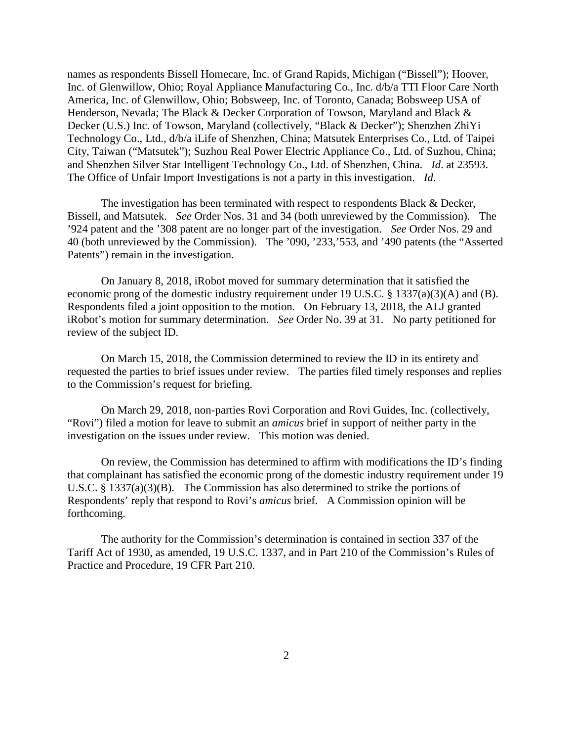names as respondents Bissell Homecare, Inc. of Grand Rapids, Michigan ("Bissell"); Hoover, Inc. of Glenwillow, Ohio; Royal Appliance Manufacturing Co., Inc. d/b/a TTI Floor Care North America, Inc. of Glenwillow, Ohio; Bobsweep, Inc. of Toronto, Canada; Bobsweep USA of Henderson, Nevada; The Black & Decker Corporation of Towson, Maryland and Black & Decker (U.S.) Inc. of Towson, Maryland (collectively, "Black & Decker"); Shenzhen ZhiYi Technology Co., Ltd., d/b/a iLife of Shenzhen, China; Matsutek Enterprises Co., Ltd. of Taipei City, Taiwan ("Matsutek"); Suzhou Real Power Electric Appliance Co., Ltd. of Suzhou, China; and Shenzhen Silver Star Intelligent Technology Co., Ltd. of Shenzhen, China. *Id*. at 23593. The Office of Unfair Import Investigations is not a party in this investigation. *Id*.

The investigation has been terminated with respect to respondents Black & Decker, Bissell, and Matsutek. *See* Order Nos. 31 and 34 (both unreviewed by the Commission). The '924 patent and the '308 patent are no longer part of the investigation. *See* Order Nos. 29 and 40 (both unreviewed by the Commission). The '090, '233,'553, and '490 patents (the "Asserted Patents") remain in the investigation.

On January 8, 2018, iRobot moved for summary determination that it satisfied the economic prong of the domestic industry requirement under 19 U.S.C. § 1337(a)(3)(A) and (B). Respondents filed a joint opposition to the motion. On February 13, 2018, the ALJ granted iRobot's motion for summary determination. *See* Order No. 39 at 31. No party petitioned for review of the subject ID.

On March 15, 2018, the Commission determined to review the ID in its entirety and requested the parties to brief issues under review. The parties filed timely responses and replies to the Commission's request for briefing.

On March 29, 2018, non-parties Rovi Corporation and Rovi Guides, Inc. (collectively, "Rovi") filed a motion for leave to submit an *amicus* brief in support of neither party in the investigation on the issues under review. This motion was denied.

On review, the Commission has determined to affirm with modifications the ID's finding that complainant has satisfied the economic prong of the domestic industry requirement under 19 U.S.C. § 1337(a)(3)(B). The Commission has also determined to strike the portions of Respondents' reply that respond to Rovi's *amicus* brief. A Commission opinion will be forthcoming.

The authority for the Commission's determination is contained in section 337 of the Tariff Act of 1930, as amended, 19 U.S.C. 1337, and in Part 210 of the Commission's Rules of Practice and Procedure, 19 CFR Part 210.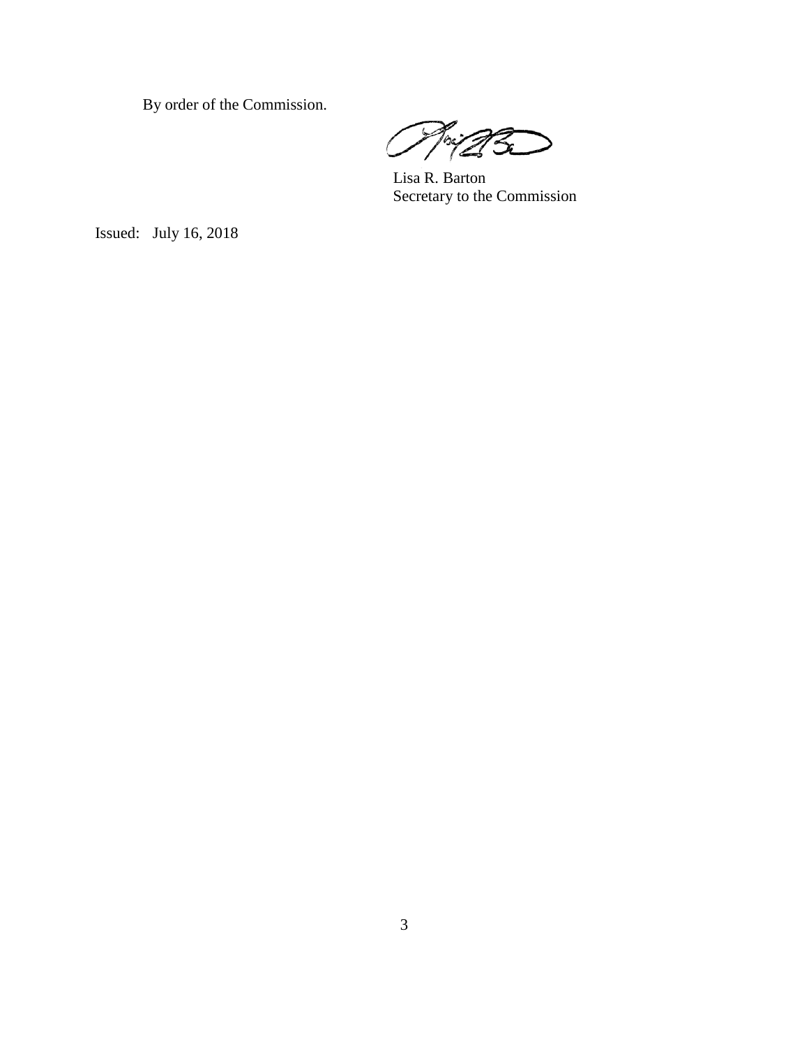By order of the Commission.

Lisa R. Barton
Secretary to the Commission

Issued: July 16, 2018